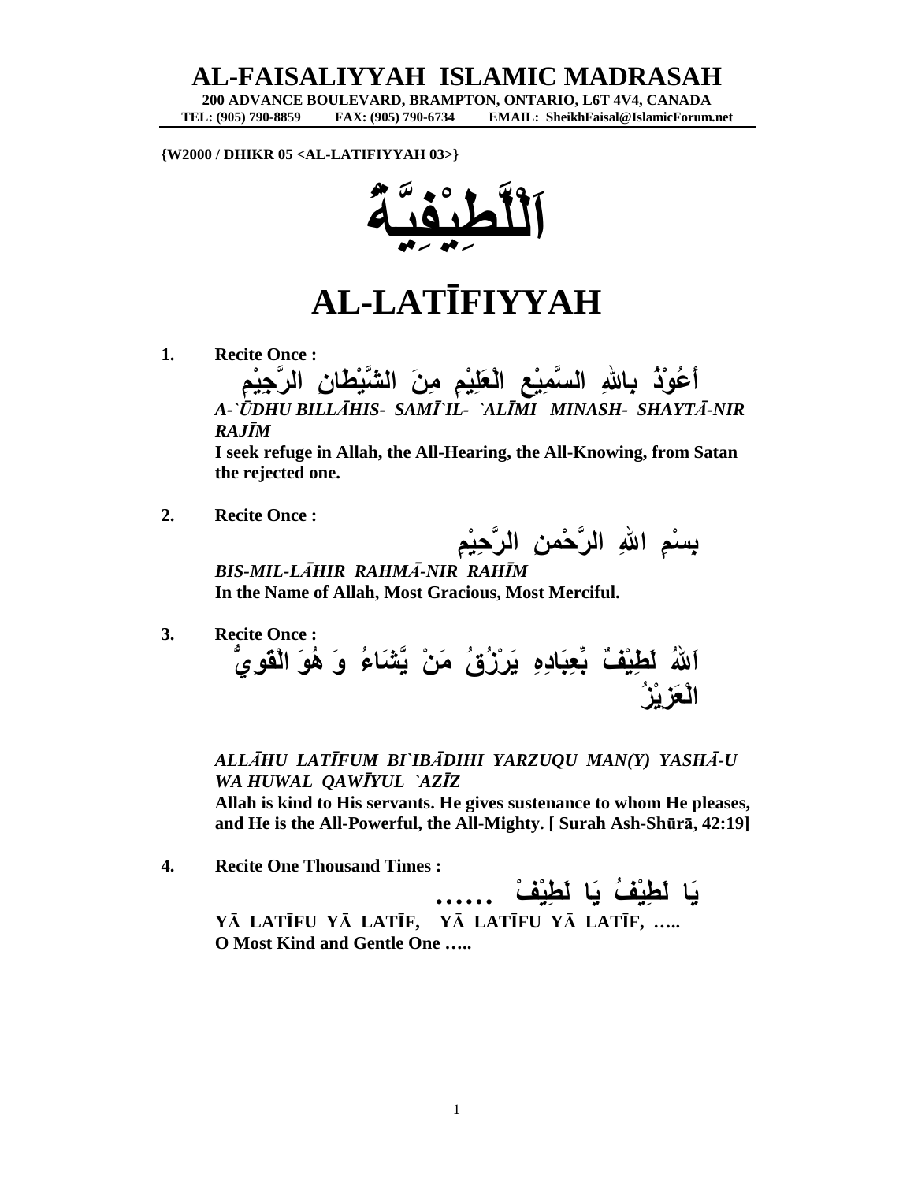# AL-FAISALIYYAH ISLAMIC MADRASAH

**200 ADVANCE BOULEVARD, BRAMPTON, ONTARIO, L6T 4V4, CANADA**
**TEL: (905) 790-8859 FAX: (905) 790-6734 EMAIL: SheikhFaisal@IslamicForum.net**

**{W2000 / DHIKR 05 <AL-LATIFIYYAH 03>}**

# اَللَّطِيْفِيَّةُ

# AL-LATĪFIYYAH

1. **Recite Once :**

   أَعُوْذُ بِاللهِ السَّمِيْعِ الْعَلِيْمِ مِنَ الشَّيْطَانِ الرَّجِيْمِ

   *A-`ŪDHU BILLĀHIS- SAMĪ`IL- `ALĪMI MINASH- SHAYTĀ-NIR RAJĪM*

   **I seek refuge in Allah, the All-Hearing, the All-Knowing, from Satan the rejected one.**

2. **Recite Once :**

   بِسْمِ اللهِ الرَّحْمنِ الرَّحِيْمِ

   *BIS-MIL-LĀHIR RAHMĀ-NIR RAHĪM*

   **In the Name of Allah, Most Gracious, Most Merciful.**

3. **Recite Once :**

   اَللّٰهُ لَطِيْفٌ بِّعِبَادِهِ يَرْزُقُ مَنْ يَّشَاءُ وَ هُوَ الْقَوِيُّ الْعَزِيْزُ

   *ALLĀHU LATĪFUM BI`IBĀDIHI YARZUQU MAN(Y) YASHĀ-U WA HUWAL QAWĪYUL `AZĪZ*

   **Allah is kind to His servants. He gives sustenance to whom He pleases, and He is the All-Powerful, the All-Mighty. [ Surah Ash-Shūrā, 42:19]**

4. **Recite One Thousand Times :**

   يَا لَطِيْفُ يَا لَطِيْفْ ......

   **YĀ LATĪFU YĀ LATĪF, YĀ LATĪFU YĀ LATĪF, …..**

   **O Most Kind and Gentle One …..**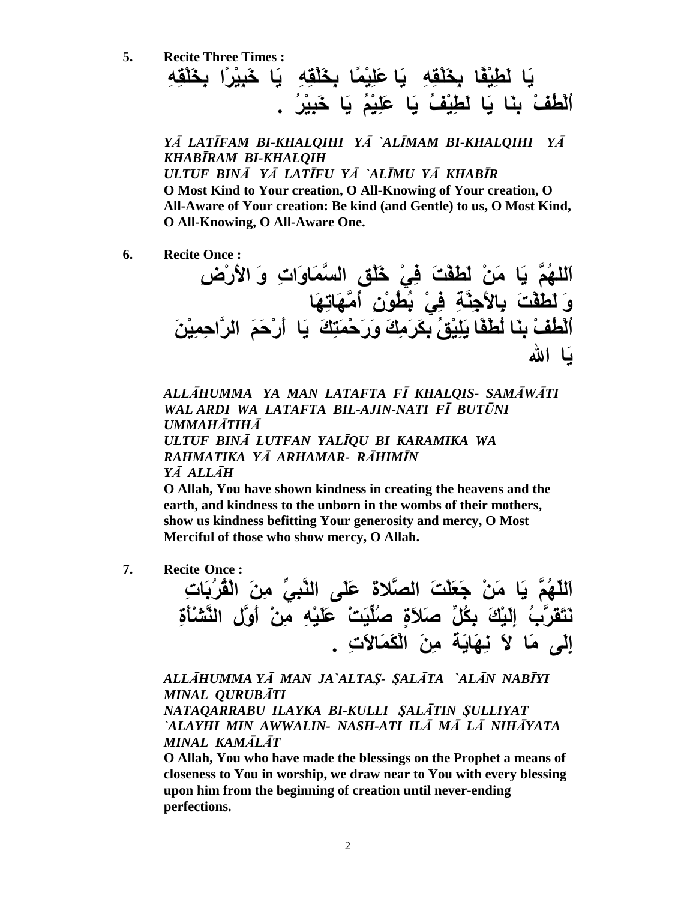**5. Recite Three Times :**

يَا لَطِيْفًا بِخَلْقِهِ يَا عَلِيْمًا بِخَلْقِهِ يَا خَبِيْرًا بِخَلْقِهِ
أُلْطُفْ بِنَا يَا لَطِيْفُ يَا عَلِيْمُ يَا خَبِيْرُ .

***YĀ LATĪFAM BI-KHALQIHI YĀ `ALĪMAM BI-KHALQIHI YĀ KHABĪRAM BI-KHALQIH***
***ULTUF BINĀ YĀ LATĪFU YĀ `ALĪMU YĀ KHABĪR***
**O Most Kind to Your creation, O All-Knowing of Your creation, O All-Aware of Your creation: Be kind (and Gentle) to us, O Most Kind, O All-Knowing, O All-Aware One.**

**6. Recite Once :**

اَللهُمَّ يَا مَنْ لَطَفْتَ فِيْ خَلْقِ السَّمَاوَاتِ وَ الأَرْضِ
وَ لَطَفْتَ بِالأَجِنَّةِ فِيْ بُطُوْنِ أُمَّهَاتِهَا
أُلْطُفْ بِنَا لُطْفًا يَلِيْقُ بِكَرَمِكَ وَرَحْمَتِكَ يَا أَرْحَمَ الرَّاحِمِيْنَ
يَا الله

***ALLĀHUMMA YA MAN LATAFTA FĪ KHALQIS- SAMĀWĀTI WAL ARDI WA LATAFTA BIL-AJIN-NATI FĪ BUTŪNI UMMAHĀTIHĀ***
***ULTUF BINĀ LUTFAN YALĪQU BI KARAMIKA WA RAHMATIKA YĀ ARHAMAR- RĀHIMĪN***
***YĀ ALLĀH***
**O Allah, You have shown kindness in creating the heavens and the earth, and kindness to the unborn in the wombs of their mothers, show us kindness befitting Your generosity and mercy, O Most Merciful of those who show mercy, O Allah.**

**7. Recite Once :**

اَللّهُمَّ يَا مَنْ جَعَلْتَ الصَّلاةَ عَلَى النَّبِيِّ مِنَ الْقُرُبَاتِ
نَتَقَرَّبُ إِلَيْكَ بِكُلِّ صَلاَةٍ صُلِّيَتْ عَلَيْهِ مِنْ أَوَّلِ النَّشْأَةِ
إِلَى مَا لاَ نِهَايَةَ مِنَ الْكَمَالاَتِ .

***ALLĀHUMMA YĀ MAN JA`ALTAṢ- ṢALĀTA `ALĀN NABĪYI MINAL QURUBĀTI***
***NATAQARRABU ILAYKA BI-KULLI ṢALĀTIN ṢULLIYAT `ALAYHI MIN AWWALIN- NASH-ATI ILĀ MĀ LĀ NIHĀYATA MINAL KAMĀLĀT***
**O Allah, You who have made the blessings on the Prophet a means of closeness to You in worship, we draw near to You with every blessing upon him from the beginning of creation until never-ending perfections.**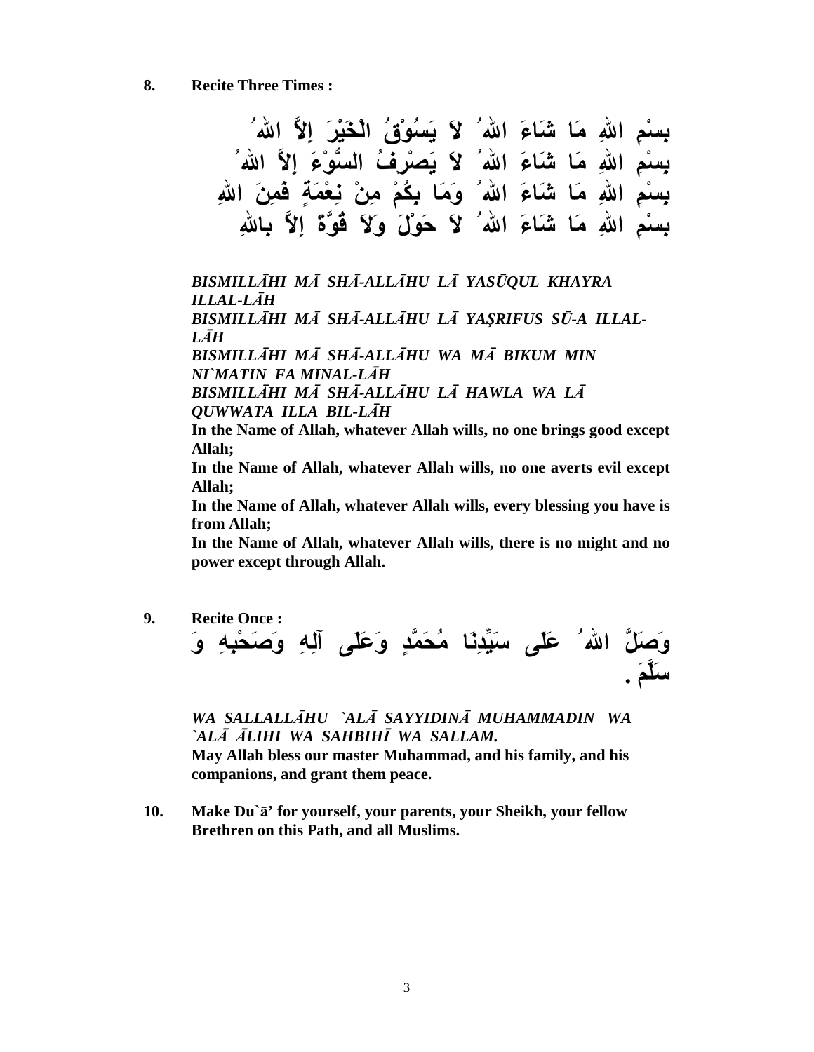**8. Recite Three Times :**

بِسْمِ اللهِ مَا شَاءَ اللهُ لاَ يَسُوْقُ الْخَيْرَ إِلاَّ اللهُ
بِسْمِ اللهِ مَا شَاءَ اللهُ لاَ يَصْرِفُ السُّوْءَ إِلاَّ اللهُ
بِسْمِ اللهِ مَا شَاءَ اللهُ وَمَا بِكُمْ مِنْ نِعْمَةٍ فَمِنَ اللهِ
بِسْمِ اللهِ مَا شَاءَ اللهُ لاَ حَوْلَ وَلاَ قُوَّةَ إِلاَّ بِاللهِ

***BISMILLĀHI MĀ SHĀ-ALLĀHU LĀ YASŪQUL KHAYRA ILLAL-LĀH***
***BISMILLĀHI MĀ SHĀ-ALLĀHU LĀ YAŞRIFUS SŪ-A ILLAL-LĀH***
***BISMILLĀHI MĀ SHĀ-ALLĀHU WA MĀ BIKUM MIN NI`MATIN FA MINAL-LĀH***
***BISMILLĀHI MĀ SHĀ-ALLĀHU LĀ HAWLA WA LĀ QUWWATA ILLA BIL-LĀH***

**In the Name of Allah, whatever Allah wills, no one brings good except Allah;**
**In the Name of Allah, whatever Allah wills, no one averts evil except Allah;**
**In the Name of Allah, whatever Allah wills, every blessing you have is from Allah;**
**In the Name of Allah, whatever Allah wills, there is no might and no power except through Allah.**

**9. Recite Once :**

وَصَلَّ اللهُ عَلَى سَيِّدِنَا مُحَمَّدٍ وَعَلَى آلِهِ وَصَحْبِهِ وَ سَلَّمَ .

***WA SALLALLĀHU `ALĀ SAYYIDINĀ MUHAMMADIN WA `ALĀ ĀLIHI WA SAHBIHĪ WA SALLAM.***
**May Allah bless our master Muhammad, and his family, and his companions, and grant them peace.**

**10. Make Du`ā' for yourself, your parents, your Sheikh, your fellow Brethren on this Path, and all Muslims.**